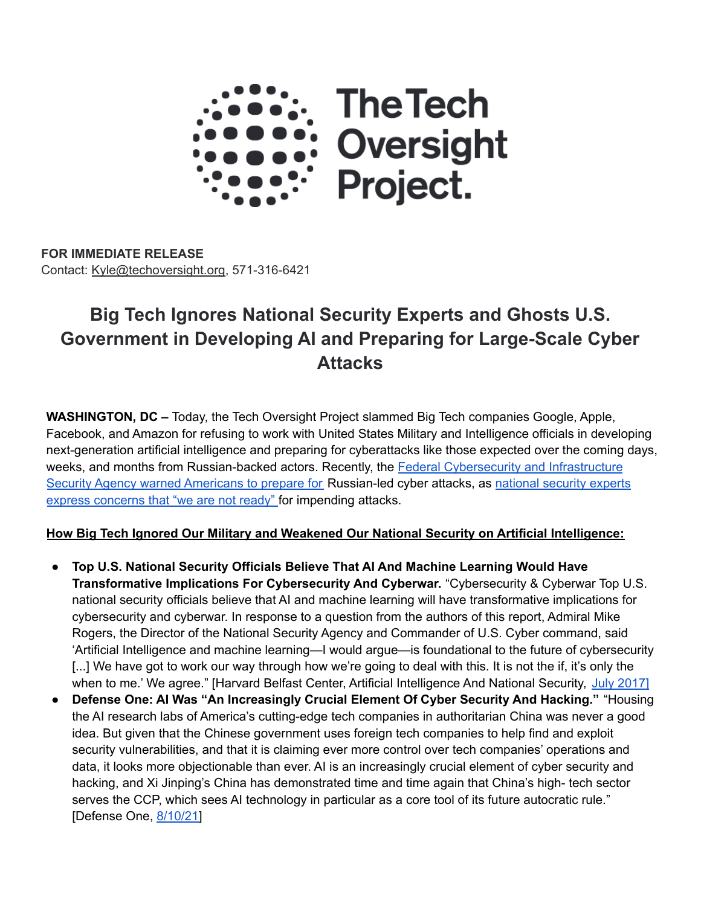The Tech Oversight Project.

**FOR IMMEDIATE RELEASE**
Contact: Kyle@techoversight.org, 571-316-6421

# Big Tech Ignores National Security Experts and Ghosts U.S. Government in Developing AI and Preparing for Large-Scale Cyber Attacks

**WASHINGTON, DC –** Today, the Tech Oversight Project slammed Big Tech companies Google, Apple, Facebook, and Amazon for refusing to work with United States Military and Intelligence officials in developing next-generation artificial intelligence and preparing for cyberattacks like those expected over the coming days, weeks, and months from Russian-backed actors. Recently, the Federal Cybersecurity and Infrastructure Security Agency warned Americans to prepare for Russian-led cyber attacks, as national security experts express concerns that "we are not ready" for impending attacks.

**How Big Tech Ignored Our Military and Weakened Our National Security on Artificial Intelligence:**

- **Top U.S. National Security Officials Believe That AI And Machine Learning Would Have Transformative Implications For Cybersecurity And Cyberwar.** "Cybersecurity & Cyberwar Top U.S. national security officials believe that AI and machine learning will have transformative implications for cybersecurity and cyberwar. In response to a question from the authors of this report, Admiral Mike Rogers, the Director of the National Security Agency and Commander of U.S. Cyber command, said 'Artificial Intelligence and machine learning—I would argue—is foundational to the future of cybersecurity [...] We have got to work our way through how we're going to deal with this. It is not the if, it's only the when to me.' We agree." [Harvard Belfast Center, Artificial Intelligence And National Security, July 2017]
- **Defense One: AI Was "An Increasingly Crucial Element Of Cyber Security And Hacking."** "Housing the AI research labs of America's cutting-edge tech companies in authoritarian China was never a good idea. But given that the Chinese government uses foreign tech companies to help find and exploit security vulnerabilities, and that it is claiming ever more control over tech companies' operations and data, it looks more objectionable than ever. AI is an increasingly crucial element of cyber security and hacking, and Xi Jinping's China has demonstrated time and time again that China's high- tech sector serves the CCP, which sees AI technology in particular as a core tool of its future autocratic rule." [Defense One, 8/10/21]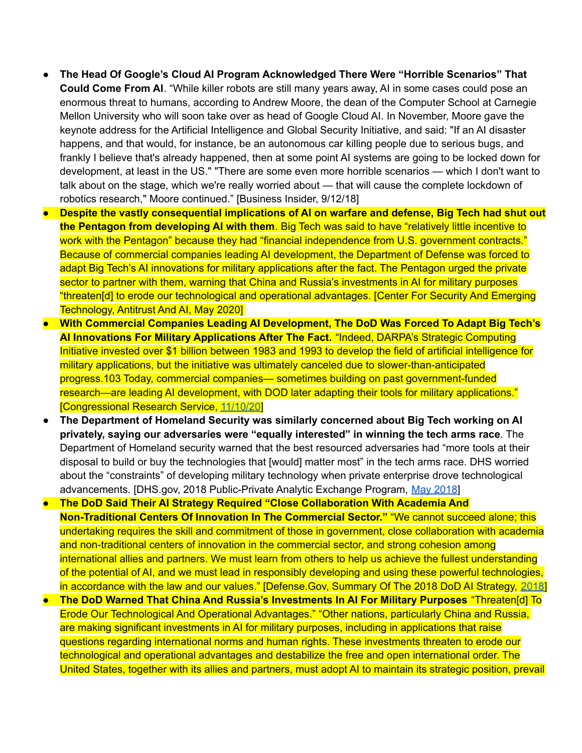- **The Head Of Google's Cloud AI Program Acknowledged There Were "Horrible Scenarios" That Could Come From AI**. "While killer robots are still many years away, AI in some cases could pose an enormous threat to humans, according to Andrew Moore, the dean of the Computer School at Carnegie Mellon University who will soon take over as head of Google Cloud AI. In November, Moore gave the keynote address for the Artificial Intelligence and Global Security Initiative, and said: "If an AI disaster happens, and that would, for instance, be an autonomous car killing people due to serious bugs, and frankly I believe that's already happened, then at some point AI systems are going to be locked down for development, at least in the US." "There are some even more horrible scenarios — which I don't want to talk about on the stage, which we're really worried about — that will cause the complete lockdown of robotics research," Moore continued." [Business Insider, 9/12/18]
- **Despite the vastly consequential implications of AI on warfare and defense, Big Tech had shut out the Pentagon from developing AI with them**. Big Tech was said to have "relatively little incentive to work with the Pentagon" because they had "financial independence from U.S. government contracts." Because of commercial companies leading AI development, the Department of Defense was forced to adapt Big Tech's AI innovations for military applications after the fact. The Pentagon urged the private sector to partner with them, warning that China and Russia's investments in AI for military purposes "threaten[d] to erode our technological and operational advantages. [Center For Security And Emerging Technology, Antitrust And AI, May 2020]
- **With Commercial Companies Leading AI Development, The DoD Was Forced To Adapt Big Tech's AI Innovations For Military Applications After The Fact.** "Indeed, DARPA's Strategic Computing Initiative invested over $1 billion between 1983 and 1993 to develop the field of artificial intelligence for military applications, but the initiative was ultimately canceled due to slower-than-anticipated progress.103 Today, commercial companies— sometimes building on past government-funded research—are leading AI development, with DOD later adapting their tools for military applications." [Congressional Research Service, 11/10/20]
- **The Department of Homeland Security was similarly concerned about Big Tech working on AI privately, saying our adversaries were "equally interested" in winning the tech arms race**. The Department of Homeland security warned that the best resourced adversaries had "more tools at their disposal to build or buy the technologies that [would] matter most" in the tech arms race. DHS worried about the "constraints" of developing military technology when private enterprise drove technological advancements. [DHS.gov, 2018 Public-Private Analytic Exchange Program, May 2018]
- **The DoD Said Their AI Strategy Required "Close Collaboration With Academia And Non-Traditional Centers Of Innovation In The Commercial Sector."** "We cannot succeed alone; this undertaking requires the skill and commitment of those in government, close collaboration with academia and non-traditional centers of innovation in the commercial sector, and strong cohesion among international allies and partners. We must learn from others to help us achieve the fullest understanding of the potential of AI, and we must lead in responsibly developing and using these powerful technologies, in accordance with the law and our values." [Defense.Gov, Summary Of The 2018 DoD AI Strategy, 2018]
- **The DoD Warned That China And Russia's Investments In AI For Military Purposes** "Threaten[d] To Erode Our Technological And Operational Advantages." "Other nations, particularly China and Russia, are making significant investments in AI for military purposes, including in applications that raise questions regarding international norms and human rights. These investments threaten to erode our technological and operational advantages and destabilize the free and open international order. The United States, together with its allies and partners, must adopt AI to maintain its strategic position, prevail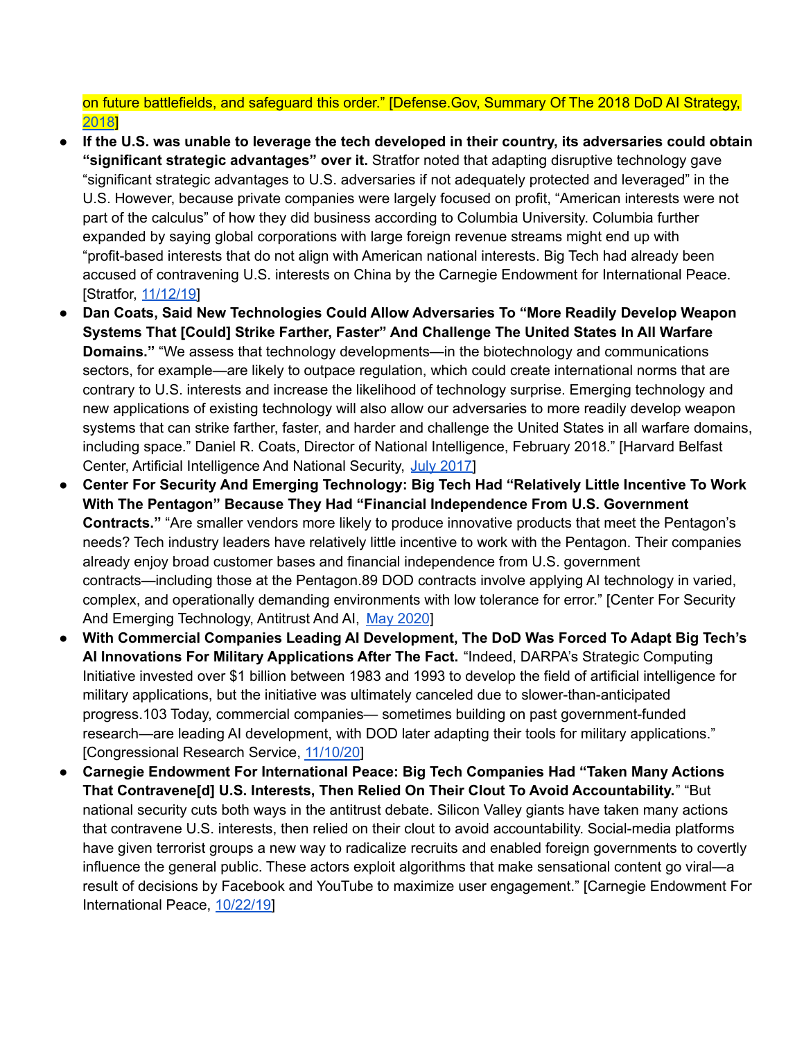on future battlefields, and safeguard this order." [Defense.Gov, Summary Of The 2018 DoD AI Strategy, 2018]

- **If the U.S. was unable to leverage the tech developed in their country, its adversaries could obtain "significant strategic advantages" over it.** Stratfor noted that adapting disruptive technology gave "significant strategic advantages to U.S. adversaries if not adequately protected and leveraged" in the U.S. However, because private companies were largely focused on profit, "American interests were not part of the calculus" of how they did business according to Columbia University. Columbia further expanded by saying global corporations with large foreign revenue streams might end up with "profit-based interests that do not align with American national interests. Big Tech had already been accused of contravening U.S. interests on China by the Carnegie Endowment for International Peace. [Stratfor, 11/12/19]
- **Dan Coats, Said New Technologies Could Allow Adversaries To "More Readily Develop Weapon Systems That [Could] Strike Farther, Faster" And Challenge The United States In All Warfare Domains."** "We assess that technology developments—in the biotechnology and communications sectors, for example—are likely to outpace regulation, which could create international norms that are contrary to U.S. interests and increase the likelihood of technology surprise. Emerging technology and new applications of existing technology will also allow our adversaries to more readily develop weapon systems that can strike farther, faster, and harder and challenge the United States in all warfare domains, including space." Daniel R. Coats, Director of National Intelligence, February 2018." [Harvard Belfast Center, Artificial Intelligence And National Security, July 2017]
- **Center For Security And Emerging Technology: Big Tech Had "Relatively Little Incentive To Work With The Pentagon" Because They Had "Financial Independence From U.S. Government Contracts."** "Are smaller vendors more likely to produce innovative products that meet the Pentagon's needs? Tech industry leaders have relatively little incentive to work with the Pentagon. Their companies already enjoy broad customer bases and financial independence from U.S. government contracts—including those at the Pentagon.89 DOD contracts involve applying AI technology in varied, complex, and operationally demanding environments with low tolerance for error." [Center For Security And Emerging Technology, Antitrust And AI, May 2020]
- **With Commercial Companies Leading AI Development, The DoD Was Forced To Adapt Big Tech's AI Innovations For Military Applications After The Fact.** "Indeed, DARPA's Strategic Computing Initiative invested over $1 billion between 1983 and 1993 to develop the field of artificial intelligence for military applications, but the initiative was ultimately canceled due to slower-than-anticipated progress.103 Today, commercial companies— sometimes building on past government-funded research—are leading AI development, with DOD later adapting their tools for military applications." [Congressional Research Service, 11/10/20]
- **Carnegie Endowment For International Peace: Big Tech Companies Had "Taken Many Actions That Contravene[d] U.S. Interests, Then Relied On Their Clout To Avoid Accountability.**" "But national security cuts both ways in the antitrust debate. Silicon Valley giants have taken many actions that contravene U.S. interests, then relied on their clout to avoid accountability. Social-media platforms have given terrorist groups a new way to radicalize recruits and enabled foreign governments to covertly influence the general public. These actors exploit algorithms that make sensational content go viral—a result of decisions by Facebook and YouTube to maximize user engagement." [Carnegie Endowment For International Peace, 10/22/19]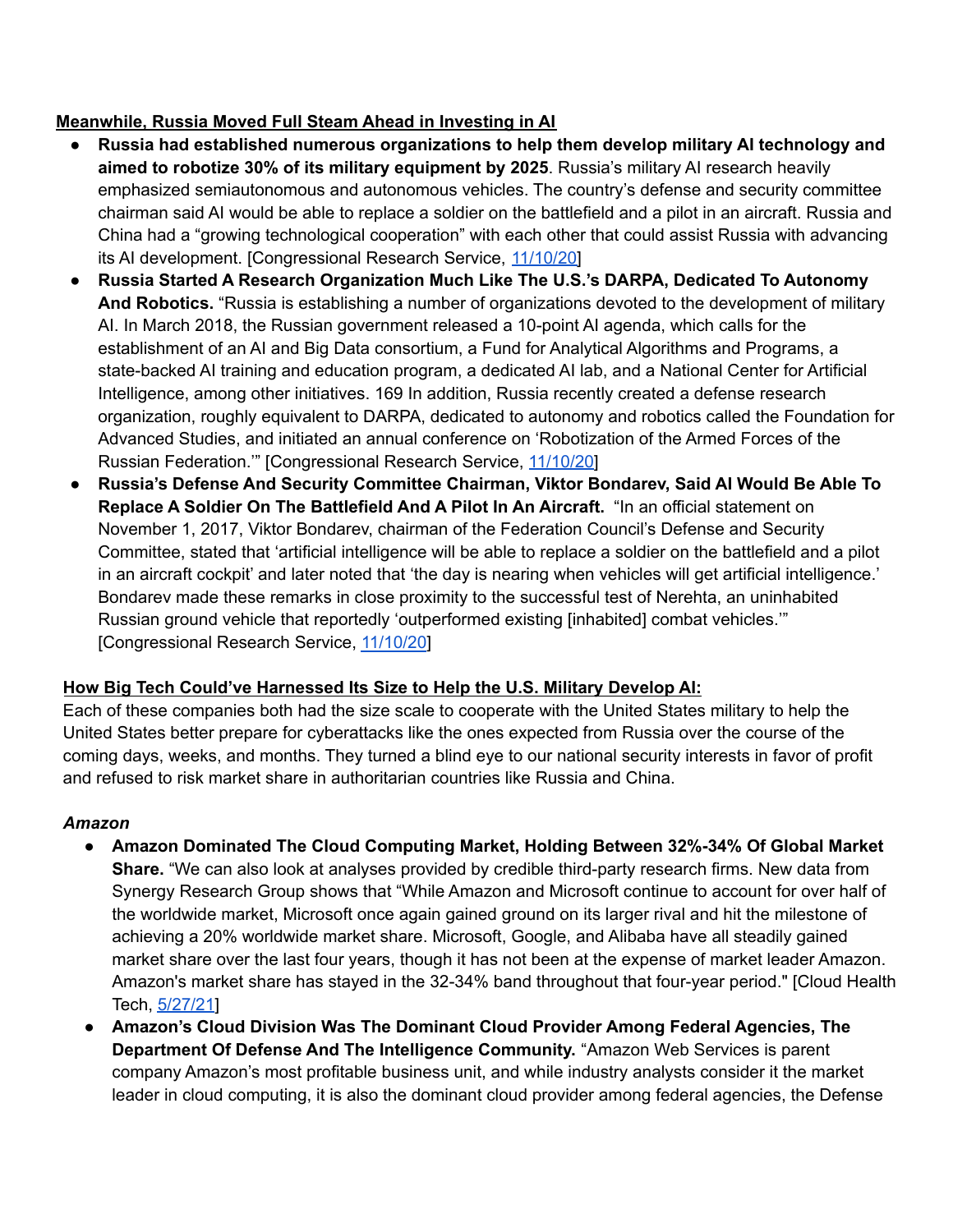**Meanwhile, Russia Moved Full Steam Ahead in Investing in AI**

- **Russia had established numerous organizations to help them develop military AI technology and aimed to robotize 30% of its military equipment by 2025**. Russia's military AI research heavily emphasized semiautonomous and autonomous vehicles. The country's defense and security committee chairman said AI would be able to replace a soldier on the battlefield and a pilot in an aircraft. Russia and China had a "growing technological cooperation" with each other that could assist Russia with advancing its AI development. [Congressional Research Service, 11/10/20]
- **Russia Started A Research Organization Much Like The U.S.'s DARPA, Dedicated To Autonomy And Robotics.** "Russia is establishing a number of organizations devoted to the development of military AI. In March 2018, the Russian government released a 10-point AI agenda, which calls for the establishment of an AI and Big Data consortium, a Fund for Analytical Algorithms and Programs, a state-backed AI training and education program, a dedicated AI lab, and a National Center for Artificial Intelligence, among other initiatives. 169 In addition, Russia recently created a defense research organization, roughly equivalent to DARPA, dedicated to autonomy and robotics called the Foundation for Advanced Studies, and initiated an annual conference on 'Robotization of the Armed Forces of the Russian Federation.'" [Congressional Research Service, 11/10/20]
- **Russia's Defense And Security Committee Chairman, Viktor Bondarev, Said AI Would Be Able To Replace A Soldier On The Battlefield And A Pilot In An Aircraft.** "In an official statement on November 1, 2017, Viktor Bondarev, chairman of the Federation Council's Defense and Security Committee, stated that 'artificial intelligence will be able to replace a soldier on the battlefield and a pilot in an aircraft cockpit' and later noted that 'the day is nearing when vehicles will get artificial intelligence.' Bondarev made these remarks in close proximity to the successful test of Nerehta, an uninhabited Russian ground vehicle that reportedly 'outperformed existing [inhabited] combat vehicles.'" [Congressional Research Service, 11/10/20]

**How Big Tech Could've Harnessed Its Size to Help the U.S. Military Develop AI:**

Each of these companies both had the size scale to cooperate with the United States military to help the United States better prepare for cyberattacks like the ones expected from Russia over the course of the coming days, weeks, and months. They turned a blind eye to our national security interests in favor of profit and refused to risk market share in authoritarian countries like Russia and China.

***Amazon***

- **Amazon Dominated The Cloud Computing Market, Holding Between 32%-34% Of Global Market Share.** "We can also look at analyses provided by credible third-party research firms. New data from Synergy Research Group shows that "While Amazon and Microsoft continue to account for over half of the worldwide market, Microsoft once again gained ground on its larger rival and hit the milestone of achieving a 20% worldwide market share. Microsoft, Google, and Alibaba have all steadily gained market share over the last four years, though it has not been at the expense of market leader Amazon. Amazon's market share has stayed in the 32-34% band throughout that four-year period." [Cloud Health Tech, 5/27/21]
- **Amazon's Cloud Division Was The Dominant Cloud Provider Among Federal Agencies, The Department Of Defense And The Intelligence Community.** "Amazon Web Services is parent company Amazon's most profitable business unit, and while industry analysts consider it the market leader in cloud computing, it is also the dominant cloud provider among federal agencies, the Defense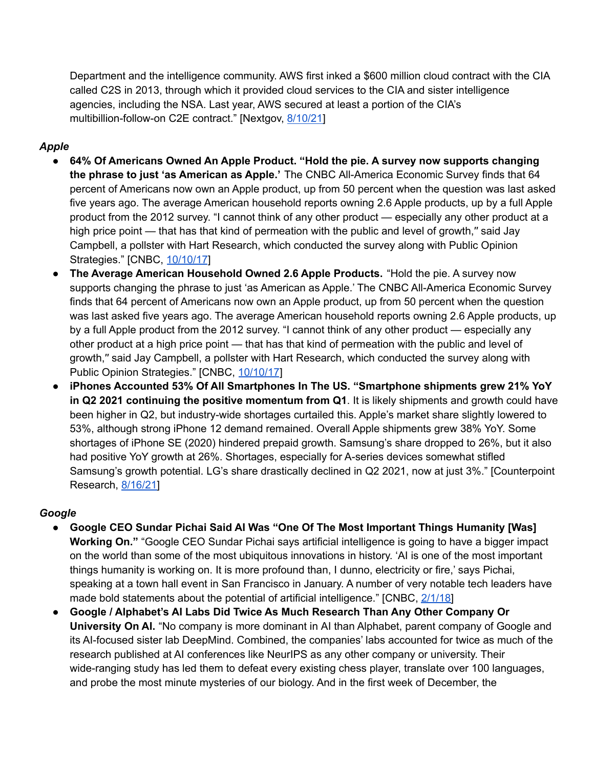Department and the intelligence community. AWS first inked a $600 million cloud contract with the CIA called C2S in 2013, through which it provided cloud services to the CIA and sister intelligence agencies, including the NSA. Last year, AWS secured at least a portion of the CIA's multibillion-follow-on C2E contract." [Nextgov, 8/10/21]

***Apple***

- **64% Of Americans Owned An Apple Product. "Hold the pie. A survey now supports changing the phrase to just 'as American as Apple.'** The CNBC All-America Economic Survey finds that 64 percent of Americans now own an Apple product, up from 50 percent when the question was last asked five years ago. The average American household reports owning 2.6 Apple products, up by a full Apple product from the 2012 survey. "I cannot think of any other product — especially any other product at a high price point — that has that kind of permeation with the public and level of growth," said Jay Campbell, a pollster with Hart Research, which conducted the survey along with Public Opinion Strategies." [CNBC, 10/10/17]
- **The Average American Household Owned 2.6 Apple Products.** "Hold the pie. A survey now supports changing the phrase to just 'as American as Apple.' The CNBC All-America Economic Survey finds that 64 percent of Americans now own an Apple product, up from 50 percent when the question was last asked five years ago. The average American household reports owning 2.6 Apple products, up by a full Apple product from the 2012 survey. "I cannot think of any other product — especially any other product at a high price point — that has that kind of permeation with the public and level of growth," said Jay Campbell, a pollster with Hart Research, which conducted the survey along with Public Opinion Strategies." [CNBC, 10/10/17]
- **iPhones Accounted 53% Of All Smartphones In The US. "Smartphone shipments grew 21% YoY in Q2 2021 continuing the positive momentum from Q1**. It is likely shipments and growth could have been higher in Q2, but industry-wide shortages curtailed this. Apple's market share slightly lowered to 53%, although strong iPhone 12 demand remained. Overall Apple shipments grew 38% YoY. Some shortages of iPhone SE (2020) hindered prepaid growth. Samsung's share dropped to 26%, but it also had positive YoY growth at 26%. Shortages, especially for A-series devices somewhat stifled Samsung's growth potential. LG's share drastically declined in Q2 2021, now at just 3%." [Counterpoint Research, 8/16/21]

***Google***

- **Google CEO Sundar Pichai Said AI Was "One Of The Most Important Things Humanity [Was] Working On."** "Google CEO Sundar Pichai says artificial intelligence is going to have a bigger impact on the world than some of the most ubiquitous innovations in history. 'AI is one of the most important things humanity is working on. It is more profound than, I dunno, electricity or fire,' says Pichai, speaking at a town hall event in San Francisco in January. A number of very notable tech leaders have made bold statements about the potential of artificial intelligence." [CNBC, 2/1/18]
- **Google / Alphabet's AI Labs Did Twice As Much Research Than Any Other Company Or University On AI.** "No company is more dominant in AI than Alphabet, parent company of Google and its AI-focused sister lab DeepMind. Combined, the companies' labs accounted for twice as much of the research published at AI conferences like NeurIPS as any other company or university. Their wide-ranging study has led them to defeat every existing chess player, translate over 100 languages, and probe the most minute mysteries of our biology. And in the first week of December, the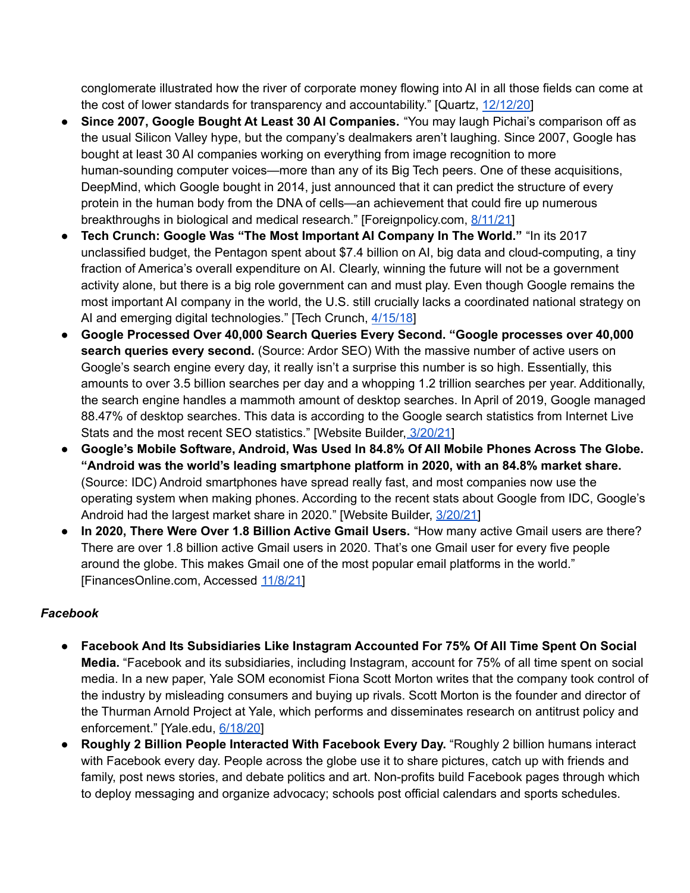conglomerate illustrated how the river of corporate money flowing into AI in all those fields can come at the cost of lower standards for transparency and accountability." [Quartz, 12/12/20]

- **Since 2007, Google Bought At Least 30 AI Companies.** "You may laugh Pichai's comparison off as the usual Silicon Valley hype, but the company's dealmakers aren't laughing. Since 2007, Google has bought at least 30 AI companies working on everything from image recognition to more human-sounding computer voices—more than any of its Big Tech peers. One of these acquisitions, DeepMind, which Google bought in 2014, just announced that it can predict the structure of every protein in the human body from the DNA of cells—an achievement that could fire up numerous breakthroughs in biological and medical research." [Foreignpolicy.com, 8/11/21]
- **Tech Crunch: Google Was "The Most Important AI Company In The World."** "In its 2017 unclassified budget, the Pentagon spent about $7.4 billion on AI, big data and cloud-computing, a tiny fraction of America's overall expenditure on AI. Clearly, winning the future will not be a government activity alone, but there is a big role government can and must play. Even though Google remains the most important AI company in the world, the U.S. still crucially lacks a coordinated national strategy on AI and emerging digital technologies." [Tech Crunch, 4/15/18]
- **Google Processed Over 40,000 Search Queries Every Second. "Google processes over 40,000 search queries every second.** (Source: Ardor SEO) With the massive number of active users on Google's search engine every day, it really isn't a surprise this number is so high. Essentially, this amounts to over 3.5 billion searches per day and a whopping 1.2 trillion searches per year. Additionally, the search engine handles a mammoth amount of desktop searches. In April of 2019, Google managed 88.47% of desktop searches. This data is according to the Google search statistics from Internet Live Stats and the most recent SEO statistics." [Website Builder, 3/20/21]
- **Google's Mobile Software, Android, Was Used In 84.8% Of All Mobile Phones Across The Globe. "Android was the world's leading smartphone platform in 2020, with an 84.8% market share.** (Source: IDC) Android smartphones have spread really fast, and most companies now use the operating system when making phones. According to the recent stats about Google from IDC, Google's Android had the largest market share in 2020." [Website Builder, 3/20/21]
- **In 2020, There Were Over 1.8 Billion Active Gmail Users.** "How many active Gmail users are there? There are over 1.8 billion active Gmail users in 2020. That's one Gmail user for every five people around the globe. This makes Gmail one of the most popular email platforms in the world." [FinancesOnline.com, Accessed 11/8/21]

***Facebook***

- **Facebook And Its Subsidiaries Like Instagram Accounted For 75% Of All Time Spent On Social Media.** "Facebook and its subsidiaries, including Instagram, account for 75% of all time spent on social media. In a new paper, Yale SOM economist Fiona Scott Morton writes that the company took control of the industry by misleading consumers and buying up rivals. Scott Morton is the founder and director of the Thurman Arnold Project at Yale, which performs and disseminates research on antitrust policy and enforcement." [Yale.edu, 6/18/20]
- **Roughly 2 Billion People Interacted With Facebook Every Day.** "Roughly 2 billion humans interact with Facebook every day. People across the globe use it to share pictures, catch up with friends and family, post news stories, and debate politics and art. Non-profits build Facebook pages through which to deploy messaging and organize advocacy; schools post official calendars and sports schedules.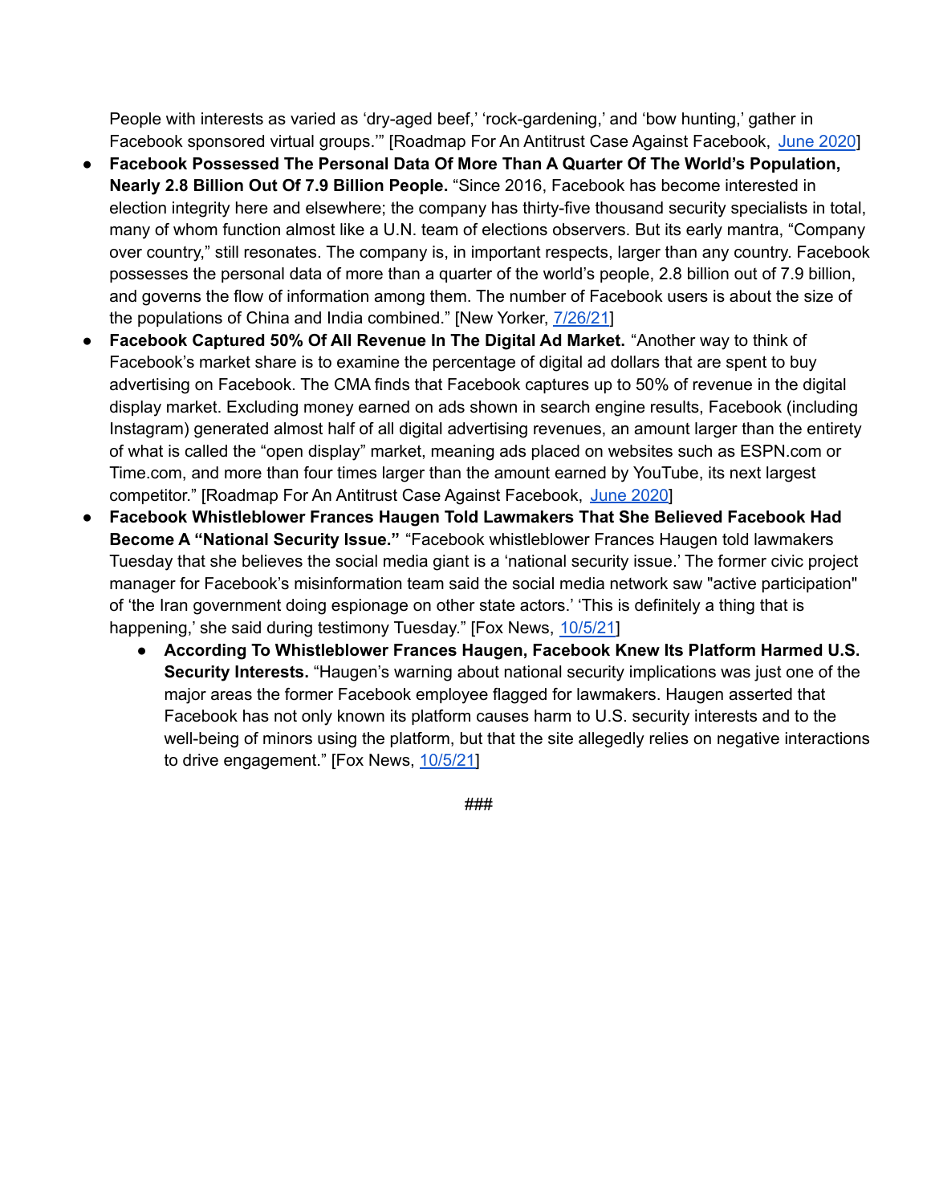People with interests as varied as 'dry-aged beef,' 'rock-gardening,' and 'bow hunting,' gather in Facebook sponsored virtual groups.'" [Roadmap For An Antitrust Case Against Facebook, June 2020]

- **Facebook Possessed The Personal Data Of More Than A Quarter Of The World's Population, Nearly 2.8 Billion Out Of 7.9 Billion People.** "Since 2016, Facebook has become interested in election integrity here and elsewhere; the company has thirty-five thousand security specialists in total, many of whom function almost like a U.N. team of elections observers. But its early mantra, "Company over country," still resonates. The company is, in important respects, larger than any country. Facebook possesses the personal data of more than a quarter of the world's people, 2.8 billion out of 7.9 billion, and governs the flow of information among them. The number of Facebook users is about the size of the populations of China and India combined." [New Yorker, 7/26/21]
- **Facebook Captured 50% Of All Revenue In The Digital Ad Market.** "Another way to think of Facebook's market share is to examine the percentage of digital ad dollars that are spent to buy advertising on Facebook. The CMA finds that Facebook captures up to 50% of revenue in the digital display market. Excluding money earned on ads shown in search engine results, Facebook (including Instagram) generated almost half of all digital advertising revenues, an amount larger than the entirety of what is called the "open display" market, meaning ads placed on websites such as ESPN.com or Time.com, and more than four times larger than the amount earned by YouTube, its next largest competitor." [Roadmap For An Antitrust Case Against Facebook, June 2020]
- **Facebook Whistleblower Frances Haugen Told Lawmakers That She Believed Facebook Had Become A "National Security Issue."** "Facebook whistleblower Frances Haugen told lawmakers Tuesday that she believes the social media giant is a 'national security issue.' The former civic project manager for Facebook's misinformation team said the social media network saw "active participation" of 'the Iran government doing espionage on other state actors.' 'This is definitely a thing that is happening,' she said during testimony Tuesday." [Fox News, 10/5/21]
    - **According To Whistleblower Frances Haugen, Facebook Knew Its Platform Harmed U.S. Security Interests.** "Haugen's warning about national security implications was just one of the major areas the former Facebook employee flagged for lawmakers. Haugen asserted that Facebook has not only known its platform causes harm to U.S. security interests and to the well-being of minors using the platform, but that the site allegedly relies on negative interactions to drive engagement." [Fox News, 10/5/21]

###